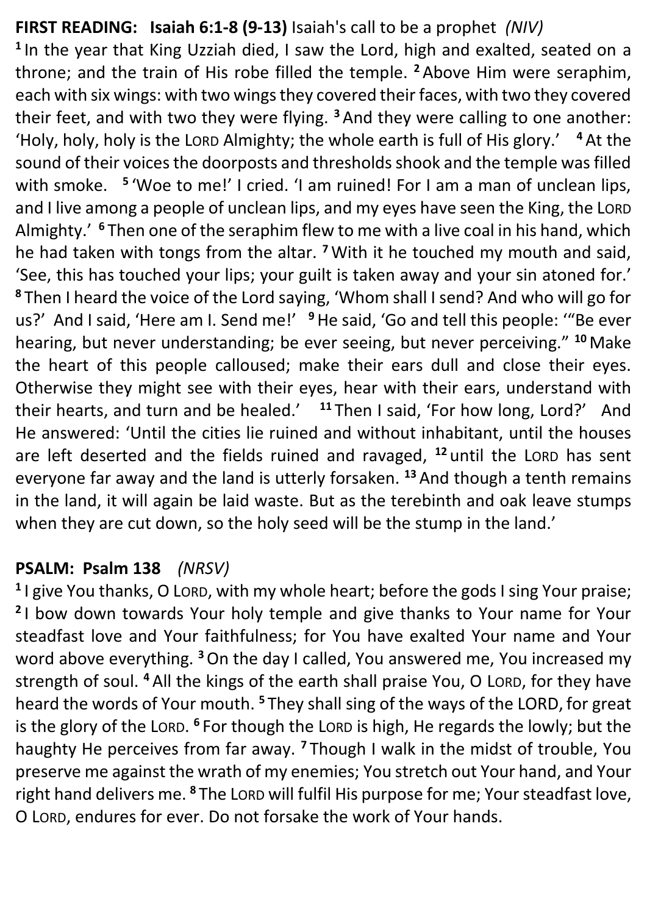**FIRST READING: Isaiah 6:1-8 (9-13)** Isaiah's call to be a prophet *(NIV)*

[1] In the year that King Uzziah died, I saw the Lord, high and exalted, seated on a throne; and the train of His robe filled the temple. [2] Above Him were seraphim, each with six wings: with two wings they covered their faces, with two they covered their feet, and with two they were flying. [3] And they were calling to one another: 'Holy, holy, holy is the LORD Almighty; the whole earth is full of His glory.' [4] At the sound of their voices the doorposts and thresholds shook and the temple was filled with smoke. [5] 'Woe to me!' I cried. 'I am ruined! For I am a man of unclean lips, and I live among a people of unclean lips, and my eyes have seen the King, the LORD Almighty.' [6] Then one of the seraphim flew to me with a live coal in his hand, which he had taken with tongs from the altar. [7] With it he touched my mouth and said, 'See, this has touched your lips; your guilt is taken away and your sin atoned for.' [8] Then I heard the voice of the Lord saying, 'Whom shall I send? And who will go for us?' And I said, 'Here am I. Send me!' [9] He said, 'Go and tell this people: '"Be ever hearing, but never understanding; be ever seeing, but never perceiving." [10] Make the heart of this people calloused; make their ears dull and close their eyes. Otherwise they might see with their eyes, hear with their ears, understand with their hearts, and turn and be healed.' [11] Then I said, 'For how long, Lord?' And He answered: 'Until the cities lie ruined and without inhabitant, until the houses are left deserted and the fields ruined and ravaged, [12] until the LORD has sent everyone far away and the land is utterly forsaken. [13] And though a tenth remains in the land, it will again be laid waste. But as the terebinth and oak leave stumps when they are cut down, so the holy seed will be the stump in the land.'

**PSALM: Psalm 138** *(NRSV)*

[1] I give You thanks, O LORD, with my whole heart; before the gods I sing Your praise; [2] I bow down towards Your holy temple and give thanks to Your name for Your steadfast love and Your faithfulness; for You have exalted Your name and Your word above everything. [3] On the day I called, You answered me, You increased my strength of soul. [4] All the kings of the earth shall praise You, O LORD, for they have heard the words of Your mouth. [5] They shall sing of the ways of the LORD, for great is the glory of the LORD. [6] For though the LORD is high, He regards the lowly; but the haughty He perceives from far away. [7] Though I walk in the midst of trouble, You preserve me against the wrath of my enemies; You stretch out Your hand, and Your right hand delivers me. [8] The LORD will fulfil His purpose for me; Your steadfast love, O LORD, endures for ever. Do not forsake the work of Your hands.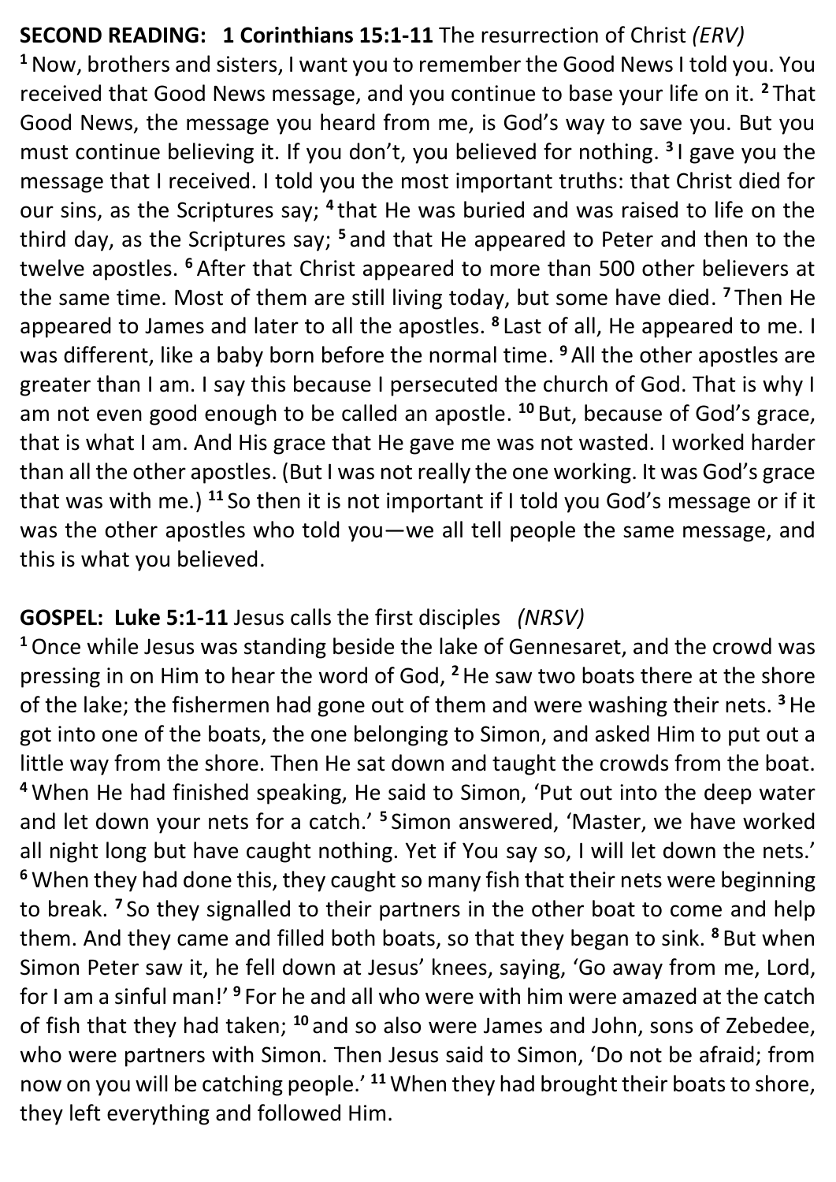**SECOND READING: 1 Corinthians 15:1-11** The resurrection of Christ *(ERV)*

[1] Now, brothers and sisters, I want you to remember the Good News I told you. You received that Good News message, and you continue to base your life on it. [2] That Good News, the message you heard from me, is God's way to save you. But you must continue believing it. If you don't, you believed for nothing. [3] I gave you the message that I received. I told you the most important truths: that Christ died for our sins, as the Scriptures say; [4] that He was buried and was raised to life on the third day, as the Scriptures say; [5] and that He appeared to Peter and then to the twelve apostles. [6] After that Christ appeared to more than 500 other believers at the same time. Most of them are still living today, but some have died. [7] Then He appeared to James and later to all the apostles. [8] Last of all, He appeared to me. I was different, like a baby born before the normal time. [9] All the other apostles are greater than I am. I say this because I persecuted the church of God. That is why I am not even good enough to be called an apostle. [10] But, because of God's grace, that is what I am. And His grace that He gave me was not wasted. I worked harder than all the other apostles. (But I was not really the one working. It was God's grace that was with me.) [11] So then it is not important if I told you God's message or if it was the other apostles who told you—we all tell people the same message, and this is what you believed.

**GOSPEL: Luke 5:1-11** Jesus calls the first disciples *(NRSV)*

[1] Once while Jesus was standing beside the lake of Gennesaret, and the crowd was pressing in on Him to hear the word of God, [2] He saw two boats there at the shore of the lake; the fishermen had gone out of them and were washing their nets. [3] He got into one of the boats, the one belonging to Simon, and asked Him to put out a little way from the shore. Then He sat down and taught the crowds from the boat. [4] When He had finished speaking, He said to Simon, 'Put out into the deep water and let down your nets for a catch.' [5] Simon answered, 'Master, we have worked all night long but have caught nothing. Yet if You say so, I will let down the nets.' [6] When they had done this, they caught so many fish that their nets were beginning to break. [7] So they signalled to their partners in the other boat to come and help them. And they came and filled both boats, so that they began to sink. [8] But when Simon Peter saw it, he fell down at Jesus' knees, saying, 'Go away from me, Lord, for I am a sinful man!' [9] For he and all who were with him were amazed at the catch of fish that they had taken; [10] and so also were James and John, sons of Zebedee, who were partners with Simon. Then Jesus said to Simon, 'Do not be afraid; from now on you will be catching people.' [11] When they had brought their boats to shore, they left everything and followed Him.